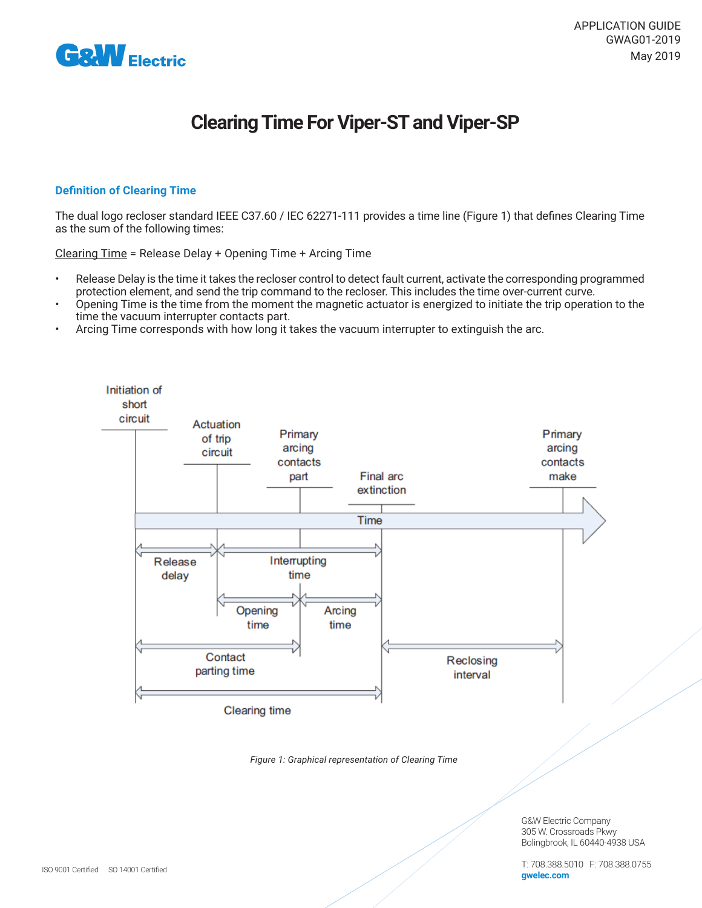APPLICATION GUIDE
GWAG01-2019
May 2019

# Clearing Time For Viper-ST and Viper-SP

## Definition of Clearing Time

The dual logo recloser standard IEEE C37.60 / IEC 62271-111 provides a time line (Figure 1) that defines Clearing Time as the sum of the following times:

Clearing Time = Release Delay + Opening Time + Arcing Time

- Release Delay is the time it takes the recloser control to detect fault current, activate the corresponding programmed protection element, and send the trip command to the recloser. This includes the time over-current curve.
- Opening Time is the time from the moment the magnetic actuator is energized to initiate the trip operation to the time the vacuum interrupter contacts part.
- Arcing Time corresponds with how long it takes the vacuum interrupter to extinguish the arc.

Initiation of short circuit | Actuation of trip circuit | Primary arcing contacts part | Final arc extinction | Primary arcing contacts make

Time

Release delay | Interrupting time | Opening time | Arcing time | Contact parting time | Reclosing interval | Clearing time

*Figure 1: Graphical representation of Clearing Time*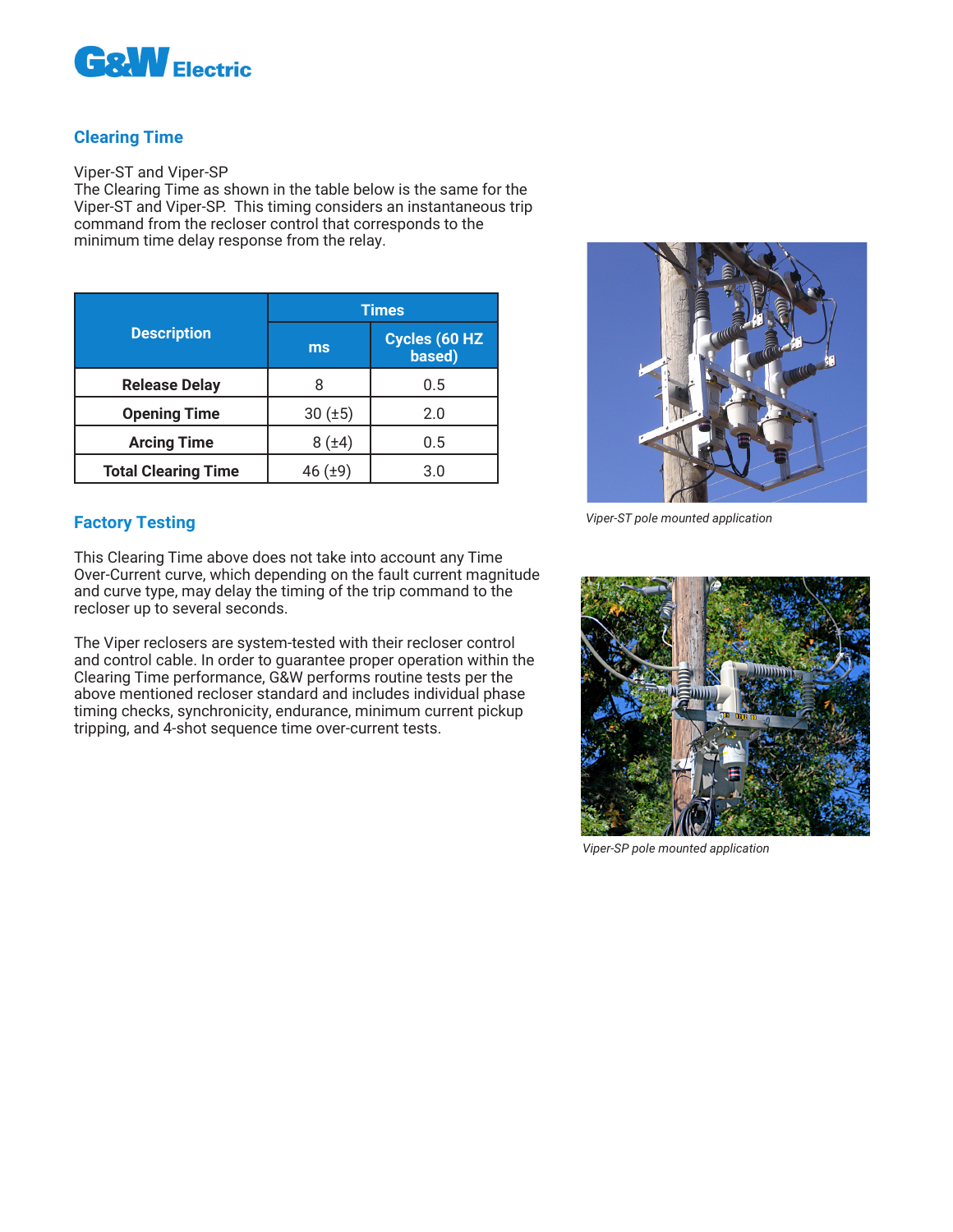## Clearing Time

Viper-ST and Viper-SP
The Clearing Time as shown in the table below is the same for the Viper-ST and Viper-SP. This timing considers an instantaneous trip command from the recloser control that corresponds to the minimum time delay response from the relay.

| Description | Times | |
|---|---|---|
| | ms | Cycles (60 HZ based) |
| **Release Delay** | 8 | 0.5 |
| **Opening Time** | 30 (±5) | 2.0 |
| **Arcing Time** | 8 (±4) | 0.5 |
| **Total Clearing Time** | 46 (±9) | 3.0 |

*Viper-ST pole mounted application*

## Factory Testing

This Clearing Time above does not take into account any Time Over-Current curve, which depending on the fault current magnitude and curve type, may delay the timing of the trip command to the recloser up to several seconds.

The Viper reclosers are system-tested with their recloser control and control cable. In order to guarantee proper operation within the Clearing Time performance, G&W performs routine tests per the above mentioned recloser standard and includes individual phase timing checks, synchronicity, endurance, minimum current pickup tripping, and 4-shot sequence time over-current tests.

*Viper-SP pole mounted application*